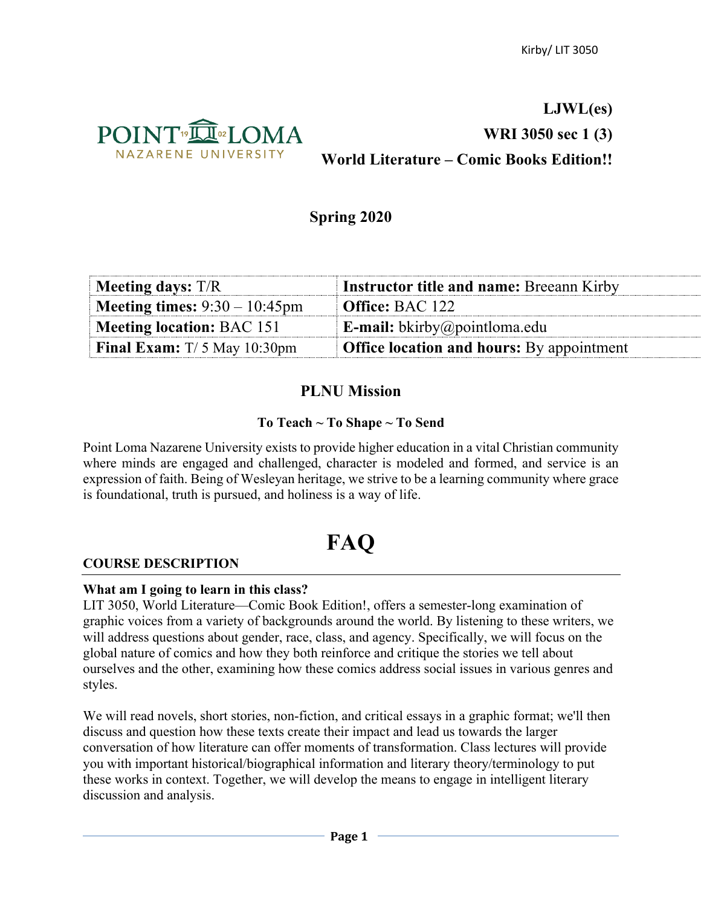**LJWL(es)**

**WRI 3050 sec 1 (3)**

**World Literature – Comic Books Edition!!**

## Spring 2020

| **Meeting days:** T/R | **Instructor title and name:** Breeann Kirby |
|---|---|
| **Meeting times:** 9:30 – 10:45pm | **Office:** BAC 122 |
| **Meeting location:** BAC 151 | **E-mail:** bkirby@pointloma.edu |
| **Final Exam:** T/ 5 May 10:30pm | **Office location and hours:** By appointment |

## PLNU Mission

**To Teach ~ To Shape ~ To Send**

Point Loma Nazarene University exists to provide higher education in a vital Christian community where minds are engaged and challenged, character is modeled and formed, and service is an expression of faith. Being of Wesleyan heritage, we strive to be a learning community where grace is foundational, truth is pursued, and holiness is a way of life.

# FAQ

### COURSE DESCRIPTION

**What am I going to learn in this class?**

LIT 3050, World Literature—Comic Book Edition!, offers a semester-long examination of graphic voices from a variety of backgrounds around the world. By listening to these writers, we will address questions about gender, race, class, and agency. Specifically, we will focus on the global nature of comics and how they both reinforce and critique the stories we tell about ourselves and the other, examining how these comics address social issues in various genres and styles.

We will read novels, short stories, non-fiction, and critical essays in a graphic format; we'll then discuss and question how these texts create their impact and lead us towards the larger conversation of how literature can offer moments of transformation. Class lectures will provide you with important historical/biographical information and literary theory/terminology to put these works in context. Together, we will develop the means to engage in intelligent literary discussion and analysis.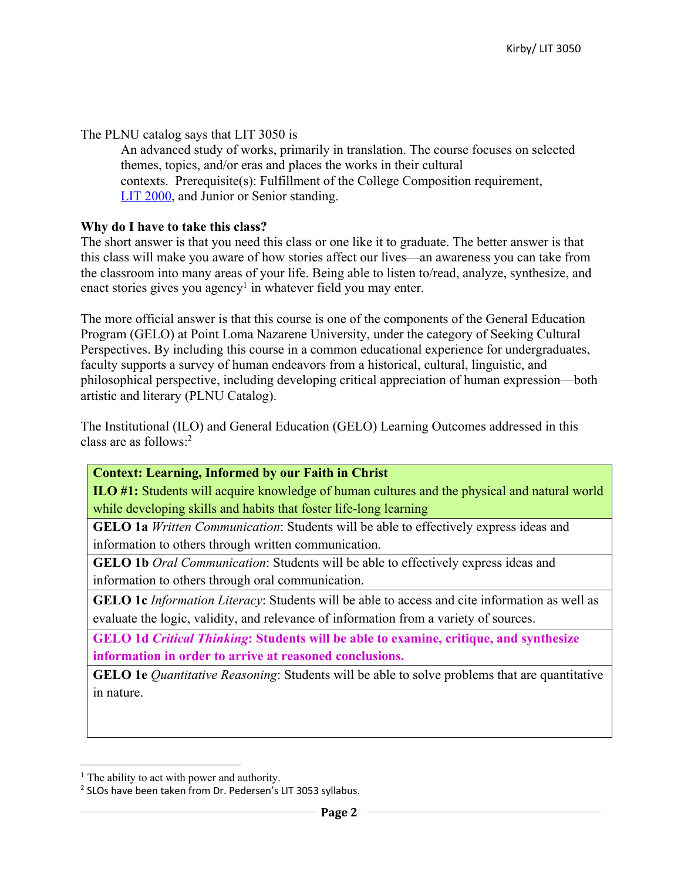The PLNU catalog says that LIT 3050 is

> An advanced study of works, primarily in translation. The course focuses on selected themes, topics, and/or eras and places the works in their cultural contexts. Prerequisite(s): Fulfillment of the College Composition requirement, [LIT 2000](), and Junior or Senior standing.

**Why do I have to take this class?**

The short answer is that you need this class or one like it to graduate. The better answer is that this class will make you aware of how stories affect our lives—an awareness you can take from the classroom into many areas of your life. Being able to listen to/read, analyze, synthesize, and enact stories gives you agency[1] in whatever field you may enter.

The more official answer is that this course is one of the components of the General Education Program (GELO) at Point Loma Nazarene University, under the category of Seeking Cultural Perspectives. By including this course in a common educational experience for undergraduates, faculty supports a survey of human endeavors from a historical, cultural, linguistic, and philosophical perspective, including developing critical appreciation of human expression—both artistic and literary (PLNU Catalog).

The Institutional (ILO) and General Education (GELO) Learning Outcomes addressed in this class are as follows:[2]

| **Context: Learning, Informed by our Faith in Christ**<br>**ILO #1:** Students will acquire knowledge of human cultures and the physical and natural world while developing skills and habits that foster life-long learning |
|---|
| **GELO 1a** *Written Communication*: Students will be able to effectively express ideas and information to others through written communication. |
| **GELO 1b** *Oral Communication*: Students will be able to effectively express ideas and information to others through oral communication. |
| **GELO 1c** *Information Literacy*: Students will be able to access and cite information as well as evaluate the logic, validity, and relevance of information from a variety of sources. |
| **GELO 1d *Critical Thinking*: Students will be able to examine, critique, and synthesize information in order to arrive at reasoned conclusions.** |
| **GELO 1e** *Quantitative Reasoning*: Students will be able to solve problems that are quantitative in nature. |

[1] The ability to act with power and authority.

[2] SLOs have been taken from Dr. Pedersen's LIT 3053 syllabus.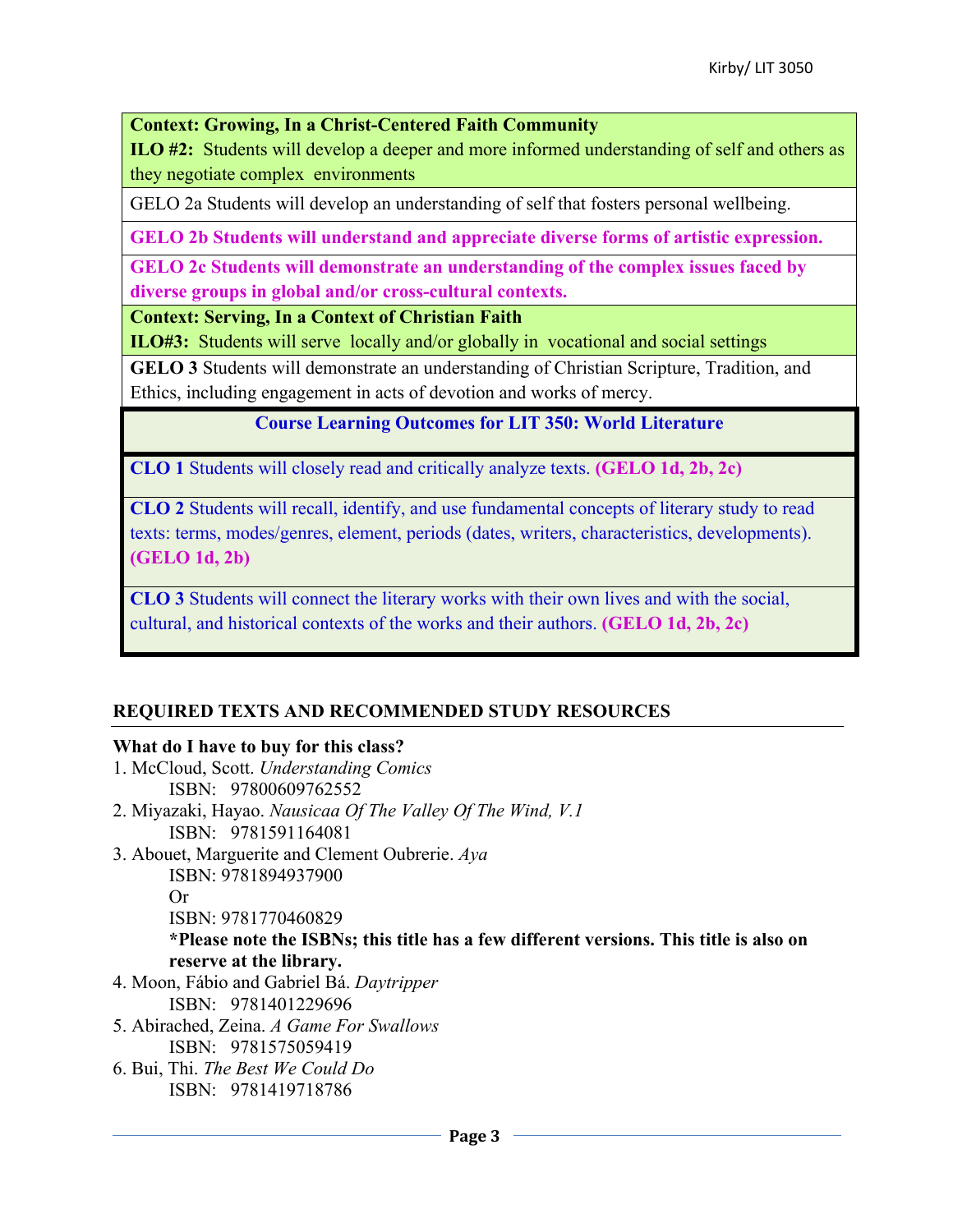| **Context: Growing, In a Christ-Centered Faith Community**<br>**ILO #2:** Students will develop a deeper and more informed understanding of self and others as they negotiate complex environments |
|---|
| GELO 2a Students will develop an understanding of self that fosters personal wellbeing. |
| **GELO 2b Students will understand and appreciate diverse forms of artistic expression.** |
| **GELO 2c Students will demonstrate an understanding of the complex issues faced by diverse groups in global and/or cross-cultural contexts.** |
| **Context: Serving, In a Context of Christian Faith**<br>**ILO#3:** Students will serve locally and/or globally in vocational and social settings |
| **GELO 3** Students will demonstrate an understanding of Christian Scripture, Tradition, and Ethics, including engagement in acts of devotion and works of mercy. |

| **Course Learning Outcomes for LIT 350: World Literature** |
|---|
| **CLO 1** Students will closely read and critically analyze texts. **(GELO 1d, 2b, 2c)** |
| **CLO 2** Students will recall, identify, and use fundamental concepts of literary study to read texts: terms, modes/genres, element, periods (dates, writers, characteristics, developments). **(GELO 1d, 2b)** |
| **CLO 3** Students will connect the literary works with their own lives and with the social, cultural, and historical contexts of the works and their authors. **(GELO 1d, 2b, 2c)** |

## REQUIRED TEXTS AND RECOMMENDED STUDY RESOURCES

**What do I have to buy for this class?**

1. McCloud, Scott. *Understanding Comics*
   ISBN: 97800609762552
2. Miyazaki, Hayao. *Nausicaa Of The Valley Of The Wind, V.1*
   ISBN: 9781591164081
3. Abouet, Marguerite and Clement Oubrerie. *Aya*
   ISBN: 9781894937900
   Or
   ISBN: 9781770460829
   **\*Please note the ISBNs; this title has a few different versions. This title is also on reserve at the library.**
4. Moon, Fábio and Gabriel Bá. *Daytripper*
   ISBN: 9781401229696
5. Abirached, Zeina. *A Game For Swallows*
   ISBN: 9781575059419
6. Bui, Thi. *The Best We Could Do*
   ISBN: 9781419718786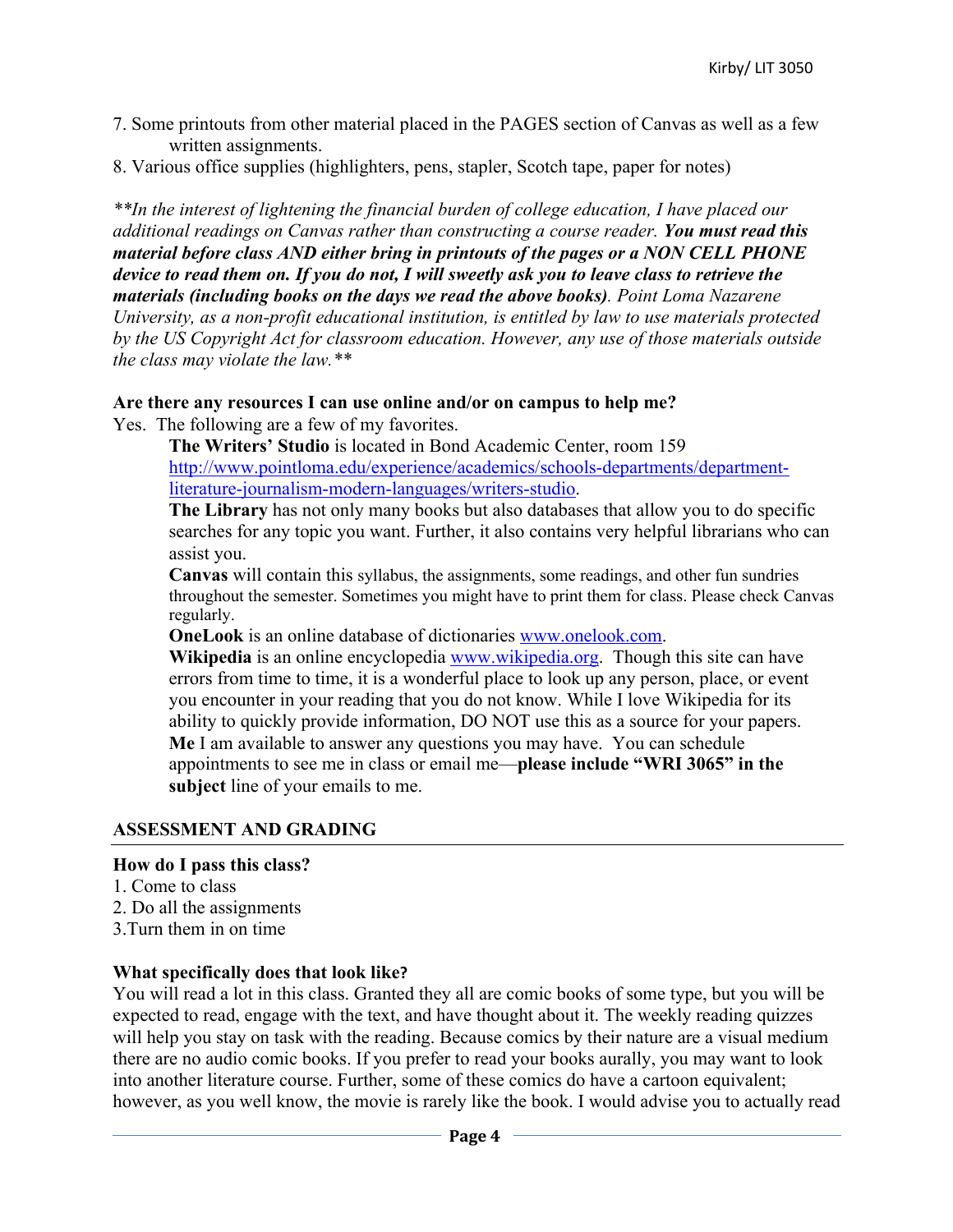7. Some printouts from other material placed in the PAGES section of Canvas as well as a few written assignments.
8. Various office supplies (highlighters, pens, stapler, Scotch tape, paper for notes)

*\*\*In the interest of lightening the financial burden of college education, I have placed our additional readings on Canvas rather than constructing a course reader.* ***You must read this material before class AND either bring in printouts of the pages or a NON CELL PHONE device to read them on. If you do not, I will sweetly ask you to leave class to retrieve the materials (including books on the days we read the above books).*** *Point Loma Nazarene University, as a non-profit educational institution, is entitled by law to use materials protected by the US Copyright Act for classroom education. However, any use of those materials outside the class may violate the law.\*\**

**Are there any resources I can use online and/or on campus to help me?**

Yes. The following are a few of my favorites.

**The Writers' Studio** is located in Bond Academic Center, room 159 [http://www.pointloma.edu/experience/academics/schools-departments/department-literature-journalism-modern-languages/writers-studio](http://www.pointloma.edu/experience/academics/schools-departments/department-literature-journalism-modern-languages/writers-studio).

**The Library** has not only many books but also databases that allow you to do specific searches for any topic you want. Further, it also contains very helpful librarians who can assist you.

**Canvas** will contain this syllabus, the assignments, some readings, and other fun sundries throughout the semester. Sometimes you might have to print them for class. Please check Canvas regularly.

**OneLook** is an online database of dictionaries [www.onelook.com](http://www.onelook.com).

**Wikipedia** is an online encyclopedia [www.wikipedia.org](http://www.wikipedia.org). Though this site can have errors from time to time, it is a wonderful place to look up any person, place, or event you encounter in your reading that you do not know. While I love Wikipedia for its ability to quickly provide information, DO NOT use this as a source for your papers.

**Me** I am available to answer any questions you may have. You can schedule appointments to see me in class or email me—**please include "WRI 3065" in the subject** line of your emails to me.

## ASSESSMENT AND GRADING

**How do I pass this class?**

1. Come to class
2. Do all the assignments
3. Turn them in on time

**What specifically does that look like?**

You will read a lot in this class. Granted they all are comic books of some type, but you will be expected to read, engage with the text, and have thought about it. The weekly reading quizzes will help you stay on task with the reading. Because comics by their nature are a visual medium there are no audio comic books. If you prefer to read your books aurally, you may want to look into another literature course. Further, some of these comics do have a cartoon equivalent; however, as you well know, the movie is rarely like the book. I would advise you to actually read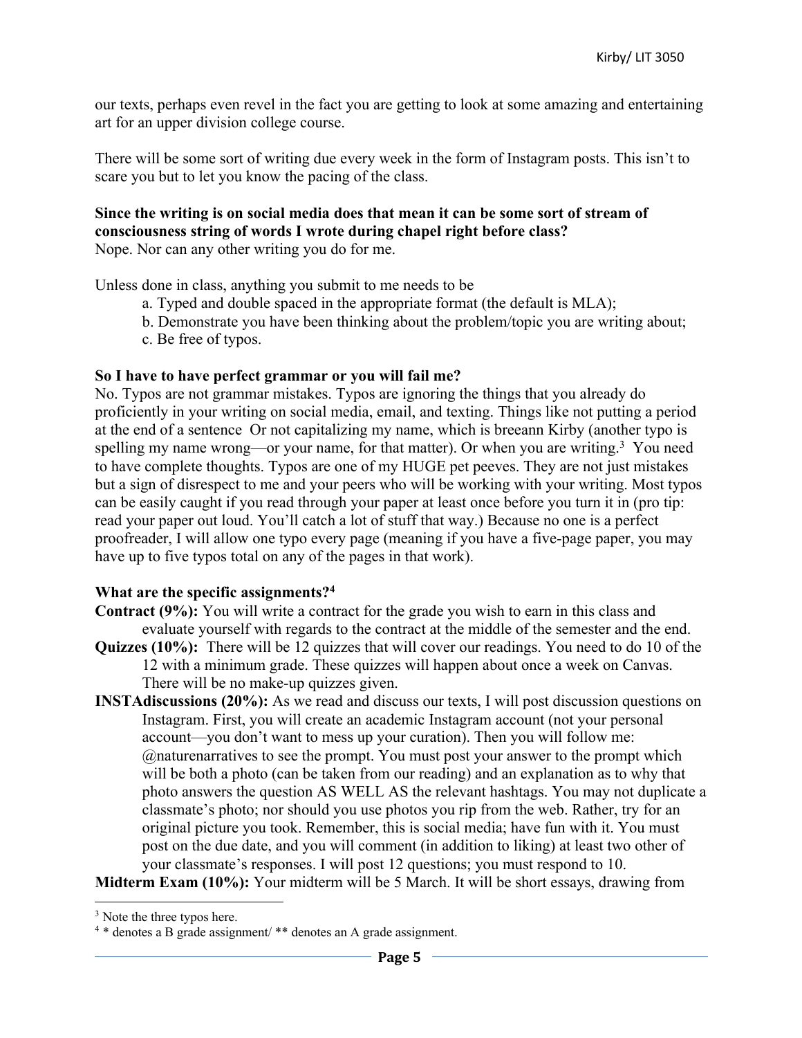our texts, perhaps even revel in the fact you are getting to look at some amazing and entertaining art for an upper division college course.

There will be some sort of writing due every week in the form of Instagram posts. This isn't to scare you but to let you know the pacing of the class.

**Since the writing is on social media does that mean it can be some sort of stream of consciousness string of words I wrote during chapel right before class?**
Nope. Nor can any other writing you do for me.

Unless done in class, anything you submit to me needs to be

a. Typed and double spaced in the appropriate format (the default is MLA);
b. Demonstrate you have been thinking about the problem/topic you are writing about;
c. Be free of typos.

**So I have to have perfect grammar or you will fail me?**
No. Typos are not grammar mistakes. Typos are ignoring the things that you already do proficiently in your writing on social media, email, and texting. Things like not putting a period at the end of a sentence  Or not capitalizing my name, which is breeann Kirby (another typo is spelling my name wrong—or your name, for that matter). Or when you are writing.[3]  You need to have complete thoughts. Typos are one of my HUGE pet peeves. They are not just mistakes but a sign of disrespect to me and your peers who will be working with your writing. Most typos can be easily caught if you read through your paper at least once before you turn it in (pro tip: read your paper out loud. You'll catch a lot of stuff that way.) Because no one is a perfect proofreader, I will allow one typo every page (meaning if you have a five-page paper, you may have up to five typos total on any of the pages in that work).

**What are the specific assignments?[4]**

**Contract (9%):** You will write a contract for the grade you wish to earn in this class and evaluate yourself with regards to the contract at the middle of the semester and the end.

**Quizzes (10%):** There will be 12 quizzes that will cover our readings. You need to do 10 of the 12 with a minimum grade. These quizzes will happen about once a week on Canvas. There will be no make-up quizzes given.

**INSTAdiscussions (20%):** As we read and discuss our texts, I will post discussion questions on Instagram. First, you will create an academic Instagram account (not your personal account—you don't want to mess up your curation). Then you will follow me: @naturenarratives to see the prompt. You must post your answer to the prompt which will be both a photo (can be taken from our reading) and an explanation as to why that photo answers the question AS WELL AS the relevant hashtags. You may not duplicate a classmate's photo; nor should you use photos you rip from the web. Rather, try for an original picture you took. Remember, this is social media; have fun with it. You must post on the due date, and you will comment (in addition to liking) at least two other of your classmate's responses. I will post 12 questions; you must respond to 10.

**Midterm Exam (10%):** Your midterm will be 5 March. It will be short essays, drawing from

---

[3] Note the three typos here.

[4] * denotes a B grade assignment/ ** denotes an A grade assignment.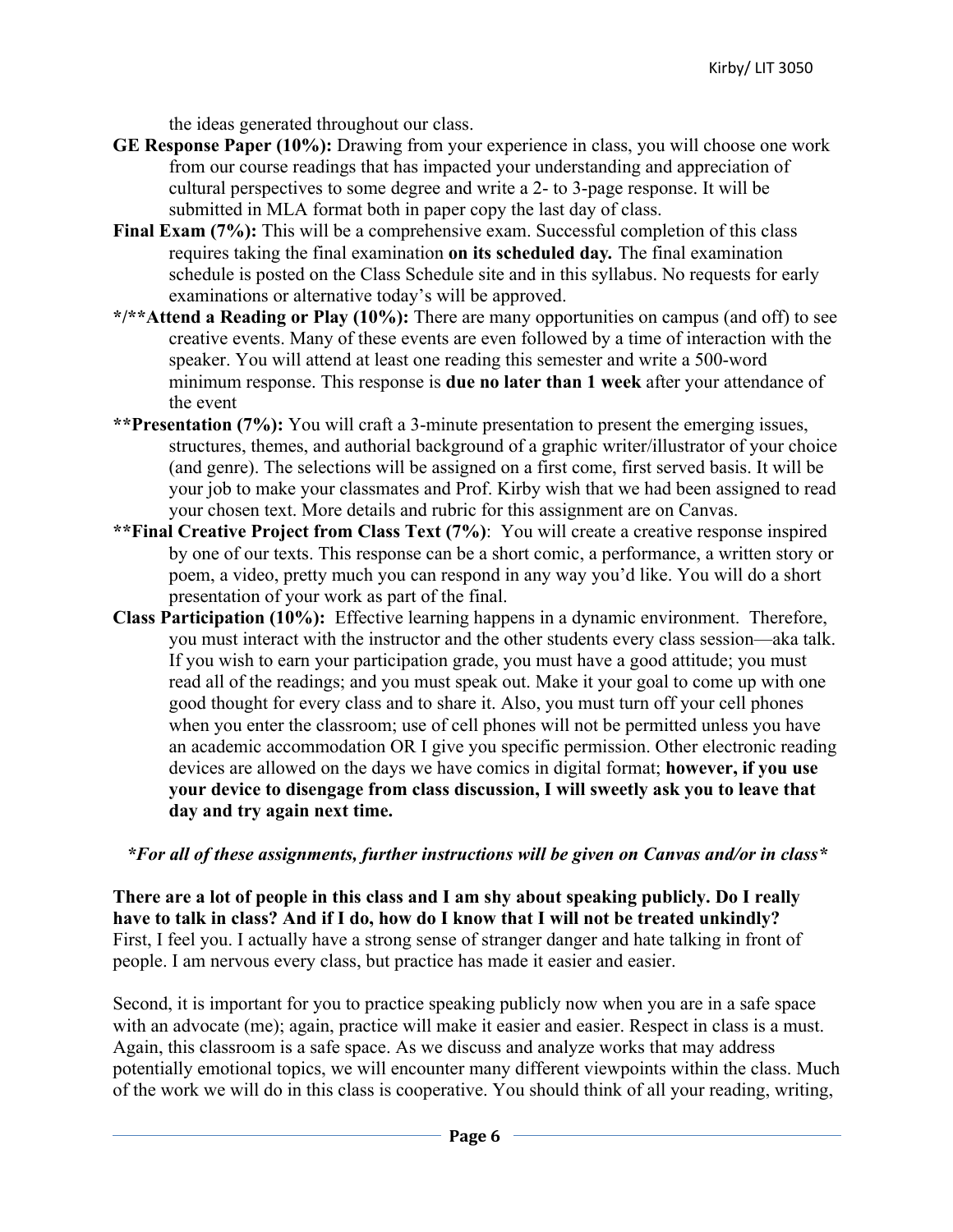the ideas generated throughout our class.

**GE Response Paper (10%):** Drawing from your experience in class, you will choose one work from our course readings that has impacted your understanding and appreciation of cultural perspectives to some degree and write a 2- to 3-page response. It will be submitted in MLA format both in paper copy the last day of class.

**Final Exam (7%):** This will be a comprehensive exam. Successful completion of this class requires taking the final examination **on its scheduled day.** The final examination schedule is posted on the Class Schedule site and in this syllabus. No requests for early examinations or alternative today's will be approved.

***/**Attend a Reading or Play (10%):** There are many opportunities on campus (and off) to see creative events. Many of these events are even followed by a time of interaction with the speaker. You will attend at least one reading this semester and write a 500-word minimum response. This response is **due no later than 1 week** after your attendance of the event

****Presentation (7%):** You will craft a 3-minute presentation to present the emerging issues, structures, themes, and authorial background of a graphic writer/illustrator of your choice (and genre). The selections will be assigned on a first come, first served basis. It will be your job to make your classmates and Prof. Kirby wish that we had been assigned to read your chosen text. More details and rubric for this assignment are on Canvas.

****Final Creative Project from Class Text (7%)**: You will create a creative response inspired by one of our texts. This response can be a short comic, a performance, a written story or poem, a video, pretty much you can respond in any way you'd like. You will do a short presentation of your work as part of the final.

**Class Participation (10%):** Effective learning happens in a dynamic environment. Therefore, you must interact with the instructor and the other students every class session—aka talk. If you wish to earn your participation grade, you must have a good attitude; you must read all of the readings; and you must speak out. Make it your goal to come up with one good thought for every class and to share it. Also, you must turn off your cell phones when you enter the classroom; use of cell phones will not be permitted unless you have an academic accommodation OR I give you specific permission. Other electronic reading devices are allowed on the days we have comics in digital format; **however, if you use your device to disengage from class discussion, I will sweetly ask you to leave that day and try again next time.**

***\*For all of these assignments, further instructions will be given on Canvas and/or in class\****

**There are a lot of people in this class and I am shy about speaking publicly. Do I really have to talk in class? And if I do, how do I know that I will not be treated unkindly?**
First, I feel you. I actually have a strong sense of stranger danger and hate talking in front of people. I am nervous every class, but practice has made it easier and easier.

Second, it is important for you to practice speaking publicly now when you are in a safe space with an advocate (me); again, practice will make it easier and easier. Respect in class is a must. Again, this classroom is a safe space. As we discuss and analyze works that may address potentially emotional topics, we will encounter many different viewpoints within the class. Much of the work we will do in this class is cooperative. You should think of all your reading, writing,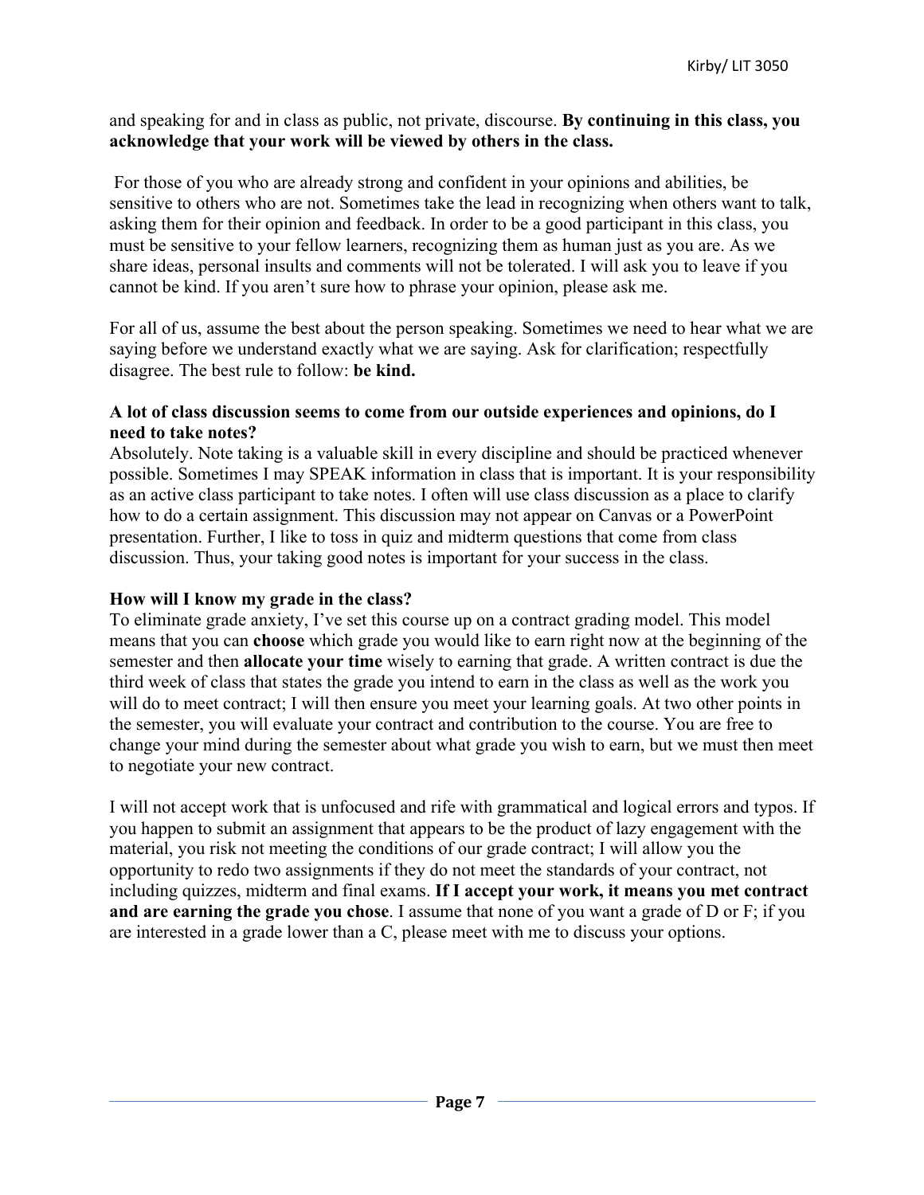and speaking for and in class as public, not private, discourse. **By continuing in this class, you acknowledge that your work will be viewed by others in the class.**

For those of you who are already strong and confident in your opinions and abilities, be sensitive to others who are not. Sometimes take the lead in recognizing when others want to talk, asking them for their opinion and feedback. In order to be a good participant in this class, you must be sensitive to your fellow learners, recognizing them as human just as you are. As we share ideas, personal insults and comments will not be tolerated. I will ask you to leave if you cannot be kind. If you aren't sure how to phrase your opinion, please ask me.

For all of us, assume the best about the person speaking. Sometimes we need to hear what we are saying before we understand exactly what we are saying. Ask for clarification; respectfully disagree. The best rule to follow: **be kind.**

**A lot of class discussion seems to come from our outside experiences and opinions, do I need to take notes?**

Absolutely. Note taking is a valuable skill in every discipline and should be practiced whenever possible. Sometimes I may SPEAK information in class that is important. It is your responsibility as an active class participant to take notes. I often will use class discussion as a place to clarify how to do a certain assignment. This discussion may not appear on Canvas or a PowerPoint presentation. Further, I like to toss in quiz and midterm questions that come from class discussion. Thus, your taking good notes is important for your success in the class.

**How will I know my grade in the class?**

To eliminate grade anxiety, I've set this course up on a contract grading model. This model means that you can **choose** which grade you would like to earn right now at the beginning of the semester and then **allocate your time** wisely to earning that grade. A written contract is due the third week of class that states the grade you intend to earn in the class as well as the work you will do to meet contract; I will then ensure you meet your learning goals. At two other points in the semester, you will evaluate your contract and contribution to the course. You are free to change your mind during the semester about what grade you wish to earn, but we must then meet to negotiate your new contract.

I will not accept work that is unfocused and rife with grammatical and logical errors and typos. If you happen to submit an assignment that appears to be the product of lazy engagement with the material, you risk not meeting the conditions of our grade contract; I will allow you the opportunity to redo two assignments if they do not meet the standards of your contract, not including quizzes, midterm and final exams. **If I accept your work, it means you met contract and are earning the grade you chose**. I assume that none of you want a grade of D or F; if you are interested in a grade lower than a C, please meet with me to discuss your options.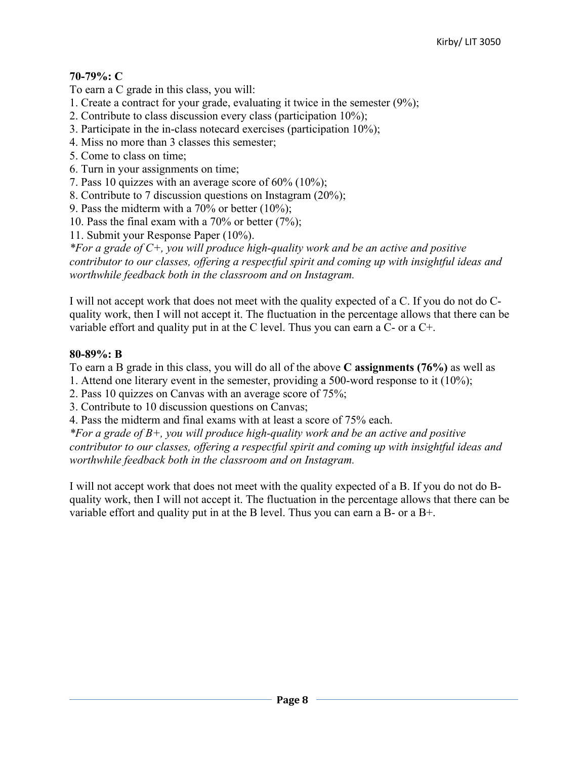**70-79%: C**

To earn a C grade in this class, you will:

1. Create a contract for your grade, evaluating it twice in the semester (9%);
2. Contribute to class discussion every class (participation 10%);
3. Participate in the in-class notecard exercises (participation 10%);
4. Miss no more than 3 classes this semester;
5. Come to class on time;
6. Turn in your assignments on time;
7. Pass 10 quizzes with an average score of 60% (10%);
8. Contribute to 7 discussion questions on Instagram (20%);
9. Pass the midterm with a 70% or better (10%);
10. Pass the final exam with a 70% or better (7%);
11. Submit your Response Paper (10%).

**For a grade of C+, you will produce high-quality work and be an active and positive contributor to our classes, offering a respectful spirit and coming up with insightful ideas and worthwhile feedback both in the classroom and on Instagram.*

I will not accept work that does not meet with the quality expected of a C. If you do not do C-quality work, then I will not accept it. The fluctuation in the percentage allows that there can be variable effort and quality put in at the C level. Thus you can earn a C- or a C+.

**80-89%: B**

To earn a B grade in this class, you will do all of the above **C assignments (76%)** as well as

1. Attend one literary event in the semester, providing a 500-word response to it (10%);
2. Pass 10 quizzes on Canvas with an average score of 75%;
3. Contribute to 10 discussion questions on Canvas;
4. Pass the midterm and final exams with at least a score of 75% each.

**For a grade of B+, you will produce high-quality work and be an active and positive contributor to our classes, offering a respectful spirit and coming up with insightful ideas and worthwhile feedback both in the classroom and on Instagram.*

I will not accept work that does not meet with the quality expected of a B. If you do not do B-quality work, then I will not accept it. The fluctuation in the percentage allows that there can be variable effort and quality put in at the B level. Thus you can earn a B- or a B+.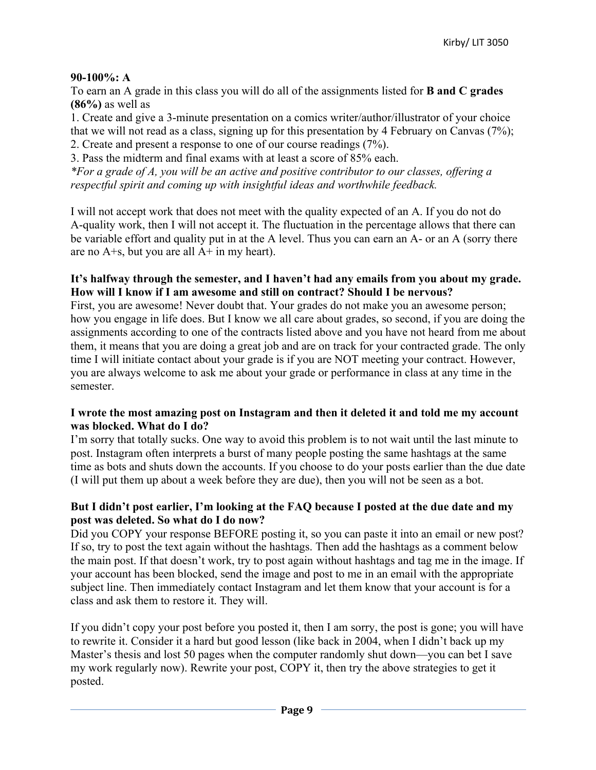**90-100%: A**

To earn an A grade in this class you will do all of the assignments listed for **B and C grades (86%)** as well as

1. Create and give a 3-minute presentation on a comics writer/author/illustrator of your choice that we will not read as a class, signing up for this presentation by 4 February on Canvas (7%);
2. Create and present a response to one of our course readings (7%).
3. Pass the midterm and final exams with at least a score of 85% each.

*\*For a grade of A, you will be an active and positive contributor to our classes, offering a respectful spirit and coming up with insightful ideas and worthwhile feedback.*

I will not accept work that does not meet with the quality expected of an A. If you do not do A-quality work, then I will not accept it. The fluctuation in the percentage allows that there can be variable effort and quality put in at the A level. Thus you can earn an A- or an A (sorry there are no A+s, but you are all A+ in my heart).

**It's halfway through the semester, and I haven't had any emails from you about my grade. How will I know if I am awesome and still on contract? Should I be nervous?**

First, you are awesome! Never doubt that. Your grades do not make you an awesome person; how you engage in life does. But I know we all care about grades, so second, if you are doing the assignments according to one of the contracts listed above and you have not heard from me about them, it means that you are doing a great job and are on track for your contracted grade. The only time I will initiate contact about your grade is if you are NOT meeting your contract. However, you are always welcome to ask me about your grade or performance in class at any time in the semester.

**I wrote the most amazing post on Instagram and then it deleted it and told me my account was blocked. What do I do?**

I'm sorry that totally sucks. One way to avoid this problem is to not wait until the last minute to post. Instagram often interprets a burst of many people posting the same hashtags at the same time as bots and shuts down the accounts. If you choose to do your posts earlier than the due date (I will put them up about a week before they are due), then you will not be seen as a bot.

**But I didn't post earlier, I'm looking at the FAQ because I posted at the due date and my post was deleted. So what do I do now?**

Did you COPY your response BEFORE posting it, so you can paste it into an email or new post? If so, try to post the text again without the hashtags. Then add the hashtags as a comment below the main post. If that doesn't work, try to post again without hashtags and tag me in the image. If your account has been blocked, send the image and post to me in an email with the appropriate subject line. Then immediately contact Instagram and let them know that your account is for a class and ask them to restore it. They will.

If you didn't copy your post before you posted it, then I am sorry, the post is gone; you will have to rewrite it. Consider it a hard but good lesson (like back in 2004, when I didn't back up my Master's thesis and lost 50 pages when the computer randomly shut down—you can bet I save my work regularly now). Rewrite your post, COPY it, then try the above strategies to get it posted.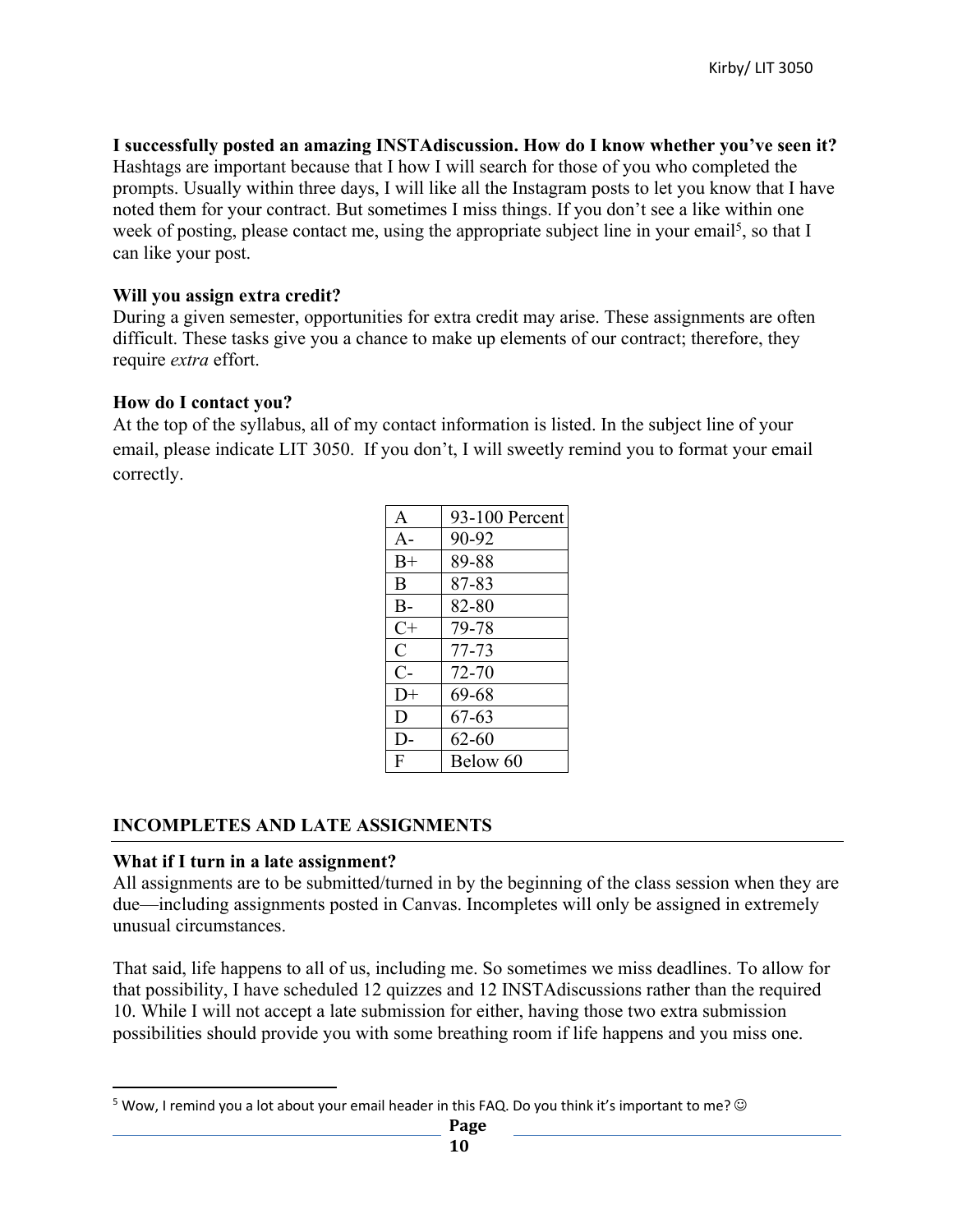**I successfully posted an amazing INSTAdiscussion. How do I know whether you've seen it?**
Hashtags are important because that I how I will search for those of you who completed the prompts. Usually within three days, I will like all the Instagram posts to let you know that I have noted them for your contract. But sometimes I miss things. If you don't see a like within one week of posting, please contact me, using the appropriate subject line in your email[5], so that I can like your post.

**Will you assign extra credit?**
During a given semester, opportunities for extra credit may arise. These assignments are often difficult. These tasks give you a chance to make up elements of our contract; therefore, they require *extra* effort.

**How do I contact you?**
At the top of the syllabus, all of my contact information is listed. In the subject line of your email, please indicate LIT 3050. If you don't, I will sweetly remind you to format your email correctly.

| A | 93-100 Percent |
|---|---|
| A- | 90-92 |
| B+ | 89-88 |
| B | 87-83 |
| B- | 82-80 |
| C+ | 79-78 |
| C | 77-73 |
| C- | 72-70 |
| D+ | 69-68 |
| D | 67-63 |
| D- | 62-60 |
| F | Below 60 |

## INCOMPLETES AND LATE ASSIGNMENTS

**What if I turn in a late assignment?**
All assignments are to be submitted/turned in by the beginning of the class session when they are due—including assignments posted in Canvas. Incompletes will only be assigned in extremely unusual circumstances.

That said, life happens to all of us, including me. So sometimes we miss deadlines. To allow for that possibility, I have scheduled 12 quizzes and 12 INSTAdiscussions rather than the required 10. While I will not accept a late submission for either, having those two extra submission possibilities should provide you with some breathing room if life happens and you miss one.

[5] Wow, I remind you a lot about your email header in this FAQ. Do you think it's important to me? ☺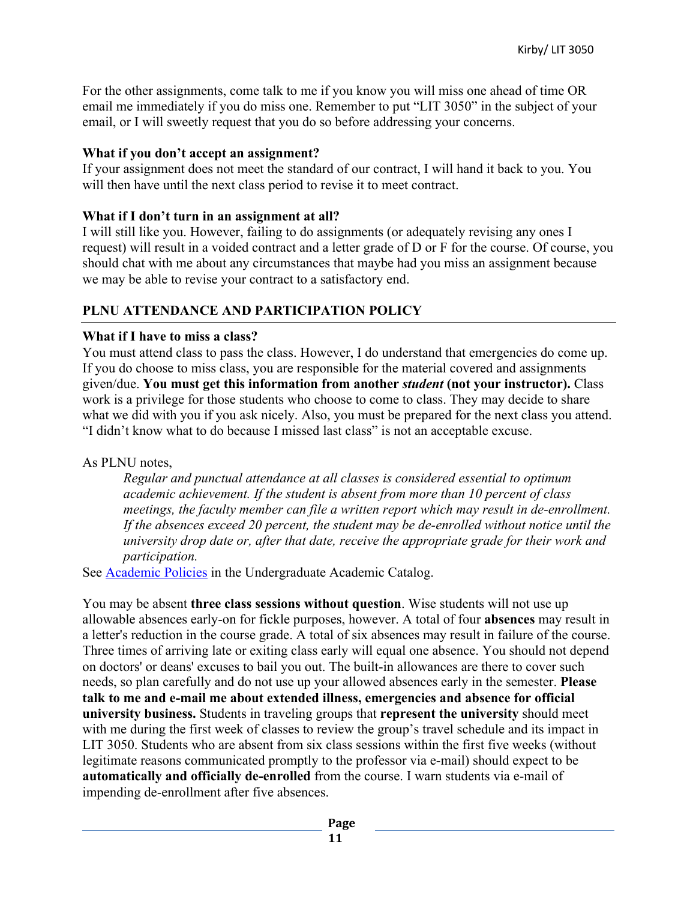For the other assignments, come talk to me if you know you will miss one ahead of time OR email me immediately if you do miss one. Remember to put “LIT 3050” in the subject of your email, or I will sweetly request that you do so before addressing your concerns.

**What if you don’t accept an assignment?**
If your assignment does not meet the standard of our contract, I will hand it back to you. You will then have until the next class period to revise it to meet contract.

**What if I don’t turn in an assignment at all?**
I will still like you. However, failing to do assignments (or adequately revising any ones I request) will result in a voided contract and a letter grade of D or F for the course. Of course, you should chat with me about any circumstances that maybe had you miss an assignment because we may be able to revise your contract to a satisfactory end.

## PLNU ATTENDANCE AND PARTICIPATION POLICY

**What if I have to miss a class?**
You must attend class to pass the class. However, I do understand that emergencies do come up. If you do choose to miss class, you are responsible for the material covered and assignments given/due. **You must get this information from another *student* (not your instructor).** Class work is a privilege for those students who choose to come to class. They may decide to share what we did with you if you ask nicely. Also, you must be prepared for the next class you attend. “I didn’t know what to do because I missed last class” is not an acceptable excuse.

As PLNU notes,

> *Regular and punctual attendance at all classes is considered essential to optimum academic achievement. If the student is absent from more than 10 percent of class meetings, the faculty member can file a written report which may result in de-enrollment. If the absences exceed 20 percent, the student may be de-enrolled without notice until the university drop date or, after that date, receive the appropriate grade for their work and participation.*

See [Academic Policies] in the Undergraduate Academic Catalog.

You may be absent **three class sessions without question**. Wise students will not use up allowable absences early-on for fickle purposes, however. A total of four **absences** may result in a letter's reduction in the course grade. A total of six absences may result in failure of the course. Three times of arriving late or exiting class early will equal one absence. You should not depend on doctors' or deans' excuses to bail you out. The built-in allowances are there to cover such needs, so plan carefully and do not use up your allowed absences early in the semester. **Please talk to me and e-mail me about extended illness, emergencies and absence for official university business.** Students in traveling groups that **represent the university** should meet with me during the first week of classes to review the group’s travel schedule and its impact in LIT 3050. Students who are absent from six class sessions within the first five weeks (without legitimate reasons communicated promptly to the professor via e-mail) should expect to be **automatically and officially de-enrolled** from the course. I warn students via e-mail of impending de-enrollment after five absences.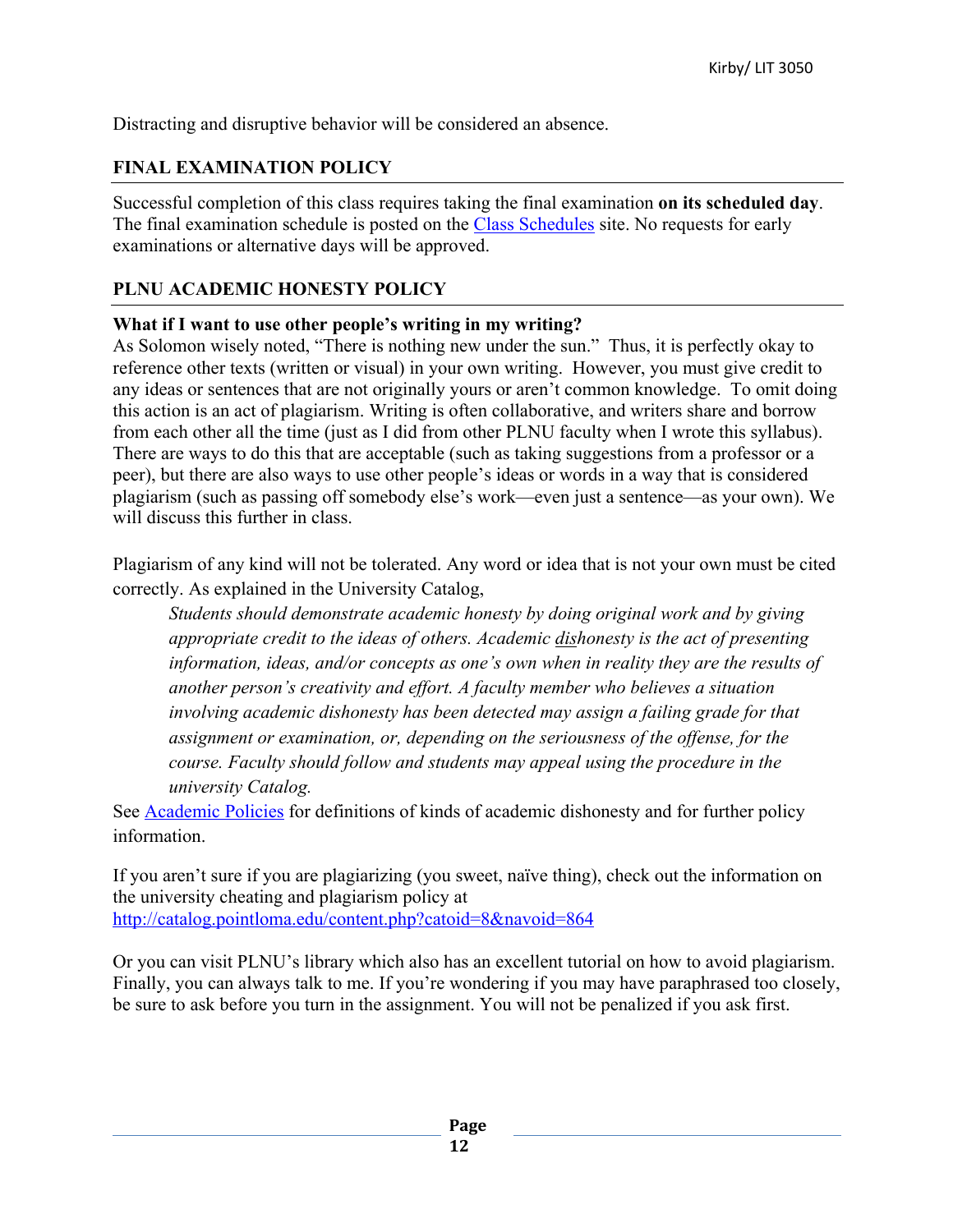Distracting and disruptive behavior will be considered an absence.

## FINAL EXAMINATION POLICY

Successful completion of this class requires taking the final examination **on its scheduled day**. The final examination schedule is posted on the [Class Schedules](#) site. No requests for early examinations or alternative days will be approved.

## PLNU ACADEMIC HONESTY POLICY

**What if I want to use other people's writing in my writing?**
As Solomon wisely noted, "There is nothing new under the sun." Thus, it is perfectly okay to reference other texts (written or visual) in your own writing. However, you must give credit to any ideas or sentences that are not originally yours or aren't common knowledge. To omit doing this action is an act of plagiarism. Writing is often collaborative, and writers share and borrow from each other all the time (just as I did from other PLNU faculty when I wrote this syllabus). There are ways to do this that are acceptable (such as taking suggestions from a professor or a peer), but there are also ways to use other people's ideas or words in a way that is considered plagiarism (such as passing off somebody else's work—even just a sentence—as your own). We will discuss this further in class.

Plagiarism of any kind will not be tolerated. Any word or idea that is not your own must be cited correctly. As explained in the University Catalog,

> *Students should demonstrate academic honesty by doing original work and by giving appropriate credit to the ideas of others. Academic dishonesty is the act of presenting information, ideas, and/or concepts as one's own when in reality they are the results of another person's creativity and effort. A faculty member who believes a situation involving academic dishonesty has been detected may assign a failing grade for that assignment or examination, or, depending on the seriousness of the offense, for the course. Faculty should follow and students may appeal using the procedure in the university Catalog.*

See [Academic Policies](#) for definitions of kinds of academic dishonesty and for further policy information.

If you aren't sure if you are plagiarizing (you sweet, naïve thing), check out the information on the university cheating and plagiarism policy at
http://catalog.pointloma.edu/content.php?catoid=8&navoid=864

Or you can visit PLNU's library which also has an excellent tutorial on how to avoid plagiarism. Finally, you can always talk to me. If you're wondering if you may have paraphrased too closely, be sure to ask before you turn in the assignment. You will not be penalized if you ask first.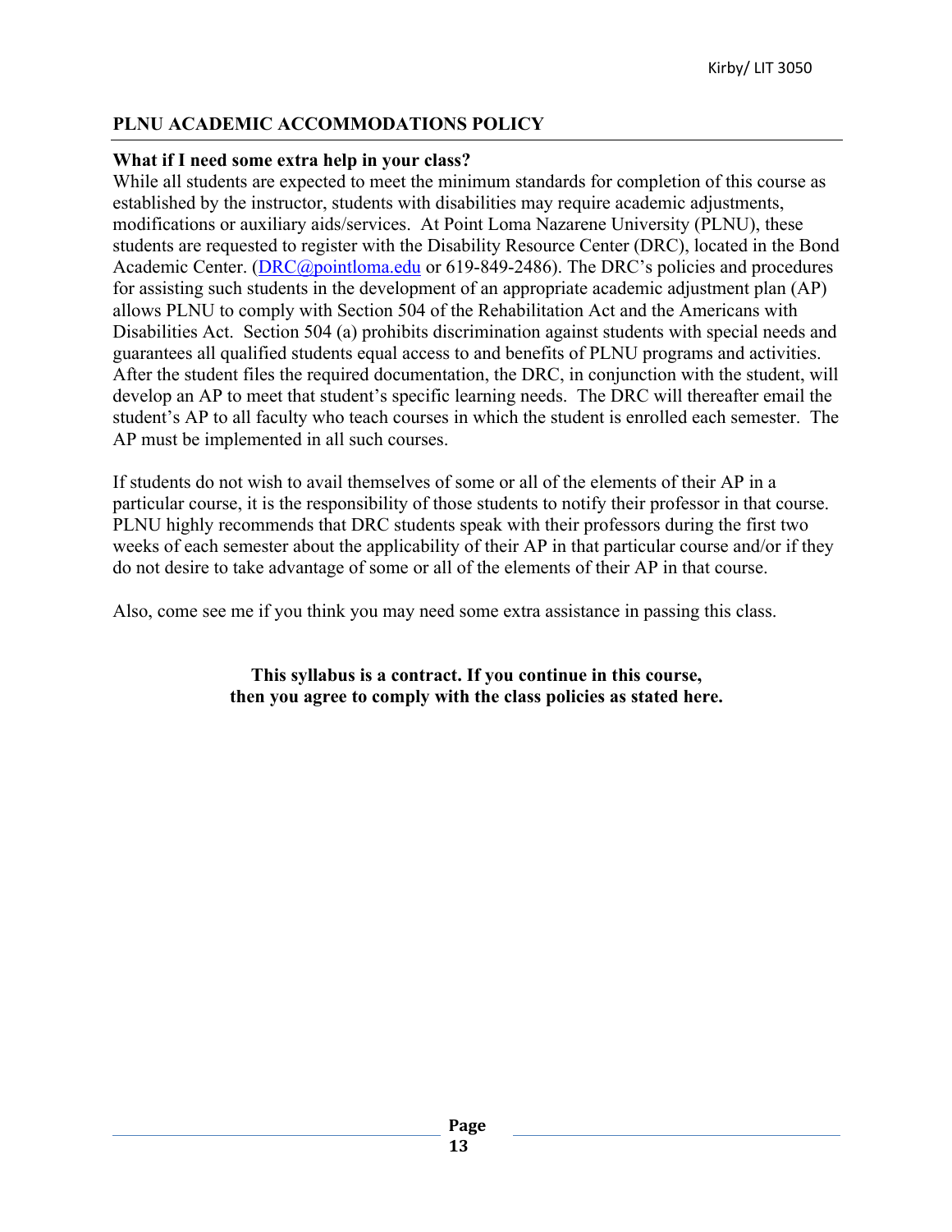## PLNU ACADEMIC ACCOMMODATIONS POLICY

**What if I need some extra help in your class?**

While all students are expected to meet the minimum standards for completion of this course as established by the instructor, students with disabilities may require academic adjustments, modifications or auxiliary aids/services. At Point Loma Nazarene University (PLNU), these students are requested to register with the Disability Resource Center (DRC), located in the Bond Academic Center. ([DRC@pointloma.edu](mailto:DRC@pointloma.edu) or 619-849-2486). The DRC's policies and procedures for assisting such students in the development of an appropriate academic adjustment plan (AP) allows PLNU to comply with Section 504 of the Rehabilitation Act and the Americans with Disabilities Act. Section 504 (a) prohibits discrimination against students with special needs and guarantees all qualified students equal access to and benefits of PLNU programs and activities. After the student files the required documentation, the DRC, in conjunction with the student, will develop an AP to meet that student's specific learning needs. The DRC will thereafter email the student's AP to all faculty who teach courses in which the student is enrolled each semester. The AP must be implemented in all such courses.

If students do not wish to avail themselves of some or all of the elements of their AP in a particular course, it is the responsibility of those students to notify their professor in that course. PLNU highly recommends that DRC students speak with their professors during the first two weeks of each semester about the applicability of their AP in that particular course and/or if they do not desire to take advantage of some or all of the elements of their AP in that course.

Also, come see me if you think you may need some extra assistance in passing this class.

**This syllabus is a contract. If you continue in this course, then you agree to comply with the class policies as stated here.**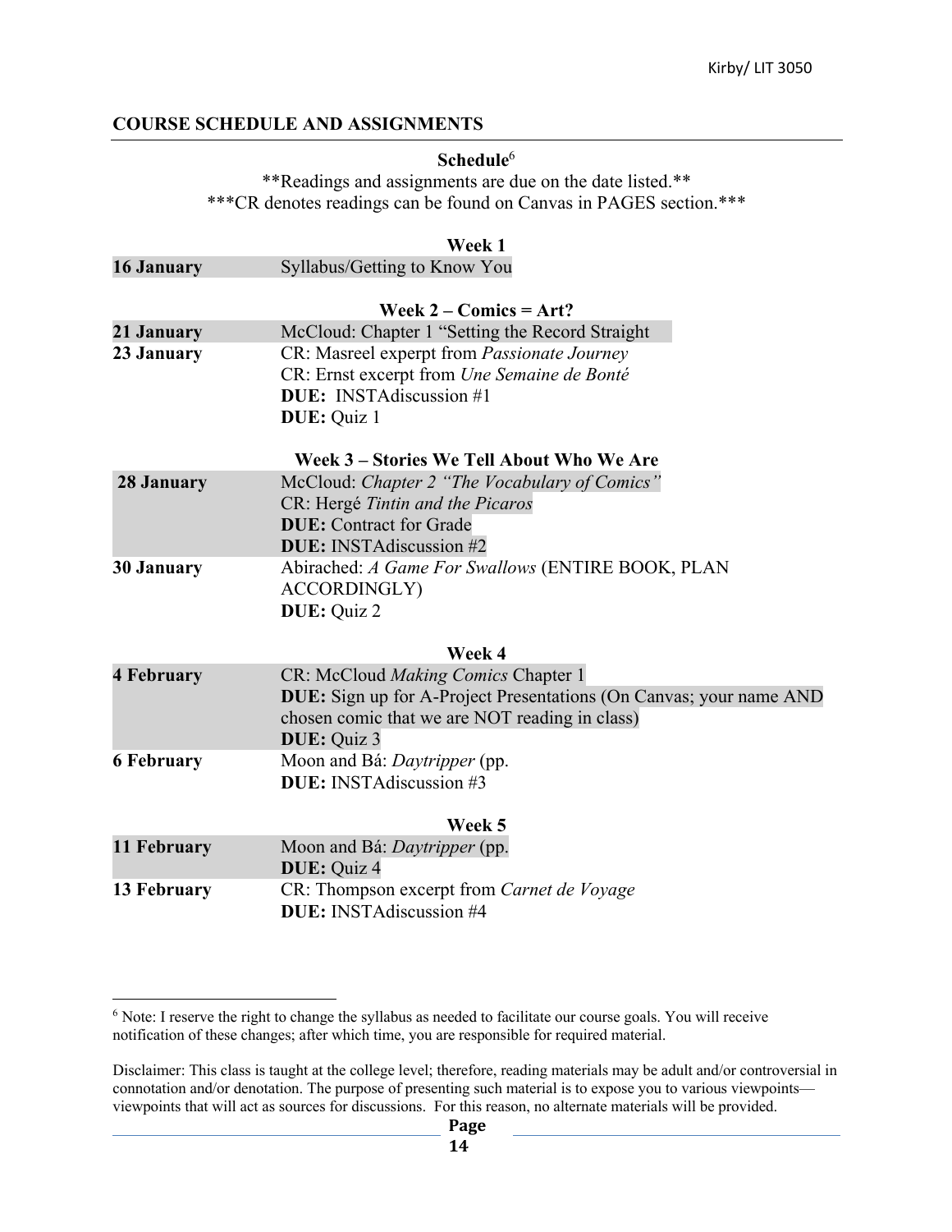## COURSE SCHEDULE AND ASSIGNMENTS

**Schedule**[6]

\*\*Readings and assignments are due on the date listed.\*\*

\*\*\*CR denotes readings can be found on Canvas in PAGES section.\*\*\*

**Week 1**

| | |
|---|---|
| **16 January** | Syllabus/Getting to Know You |

**Week 2 – Comics = Art?**

| | |
|---|---|
| **21 January** | McCloud: Chapter 1 "Setting the Record Straight |
| **23 January** | CR: Masreel experpt from *Passionate Journey*<br>CR: Ernst excerpt from *Une Semaine de Bonté*<br>**DUE:** INSTAdiscussion #1<br>**DUE:** Quiz 1 |

**Week 3 – Stories We Tell About Who We Are**

| | |
|---|---|
| **28 January** | McCloud: *Chapter 2 "The Vocabulary of Comics"*<br>CR: Hergé *Tintin and the Picaros*<br>**DUE:** Contract for Grade<br>**DUE:** INSTAdiscussion #2 |
| **30 January** | Abirached: *A Game For Swallows* (ENTIRE BOOK, PLAN ACCORDINGLY)<br>**DUE:** Quiz 2 |

**Week 4**

| | |
|---|---|
| **4 February** | CR: McCloud *Making Comics* Chapter 1<br>**DUE:** Sign up for A-Project Presentations (On Canvas; your name AND chosen comic that we are NOT reading in class)<br>**DUE:** Quiz 3 |
| **6 February** | Moon and Bá: *Daytripper* (pp.<br>**DUE:** INSTAdiscussion #3 |

**Week 5**

| | |
|---|---|
| **11 February** | Moon and Bá: *Daytripper* (pp.<br>**DUE:** Quiz 4 |
| **13 February** | CR: Thompson excerpt from *Carnet de Voyage*<br>**DUE:** INSTAdiscussion #4 |

[6] Note: I reserve the right to change the syllabus as needed to facilitate our course goals. You will receive notification of these changes; after which time, you are responsible for required material.

Disclaimer: This class is taught at the college level; therefore, reading materials may be adult and/or controversial in connotation and/or denotation. The purpose of presenting such material is to expose you to various viewpoints—viewpoints that will act as sources for discussions. For this reason, no alternate materials will be provided.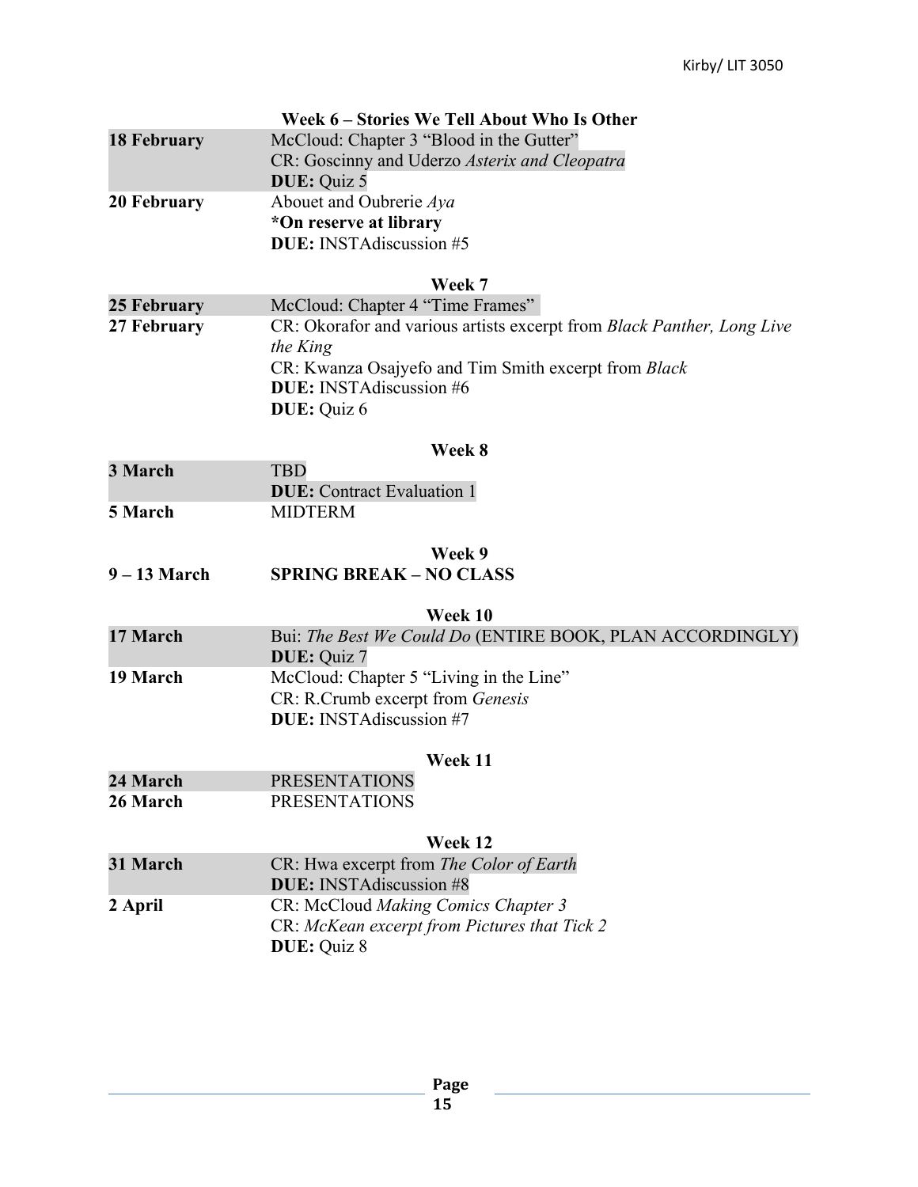### Week 6 – Stories We Tell About Who Is Other

| | |
|---|---|
| **18 February** | McCloud: Chapter 3 "Blood in the Gutter"<br>CR: Goscinny and Uderzo *Asterix and Cleopatra*<br>**DUE:** Quiz 5 |
| **20 February** | Abouet and Oubrerie *Aya*<br>**\*On reserve at library**<br>**DUE:** INSTAdiscussion #5 |

### Week 7

| | |
|---|---|
| **25 February** | McCloud: Chapter 4 "Time Frames" |
| **27 February** | CR: Okorafor and various artists excerpt from *Black Panther, Long Live the King*<br>CR: Kwanza Osajyefo and Tim Smith excerpt from *Black*<br>**DUE:** INSTAdiscussion #6<br>**DUE:** Quiz 6 |

### Week 8

| | |
|---|---|
| **3 March** | TBD<br>**DUE:** Contract Evaluation 1 |
| **5 March** | MIDTERM |

### Week 9

| | |
|---|---|
| **9 – 13 March** | **SPRING BREAK – NO CLASS** |

### Week 10

| | |
|---|---|
| **17 March** | Bui: *The Best We Could Do* (ENTIRE BOOK, PLAN ACCORDINGLY)<br>**DUE:** Quiz 7 |
| **19 March** | McCloud: Chapter 5 "Living in the Line"<br>CR: R.Crumb excerpt from *Genesis*<br>**DUE:** INSTAdiscussion #7 |

### Week 11

| | |
|---|---|
| **24 March** | PRESENTATIONS |
| **26 March** | PRESENTATIONS |

### Week 12

| | |
|---|---|
| **31 March** | CR: Hwa excerpt from *The Color of Earth*<br>**DUE:** INSTAdiscussion #8 |
| **2 April** | CR: McCloud *Making Comics Chapter 3*<br>CR: *McKean excerpt from Pictures that Tick 2*<br>**DUE:** Quiz 8 |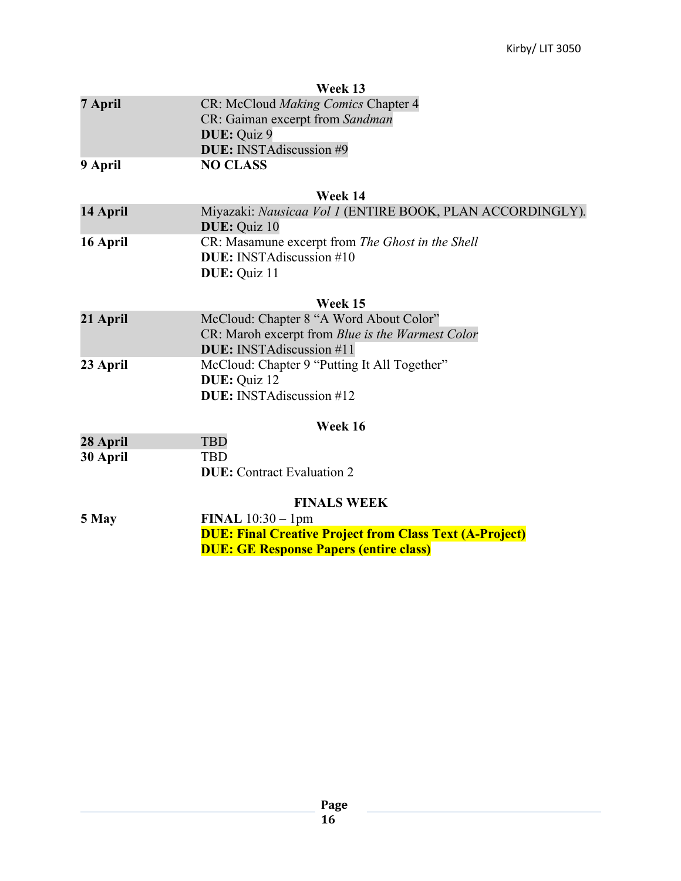### Week 13

| | |
|---|---|
| **7 April** | CR: McCloud *Making Comics* Chapter 4<br>CR: Gaiman excerpt from *Sandman*<br>**DUE:** Quiz 9<br>**DUE:** INSTAdiscussion #9 |
| **9 April** | **NO CLASS** |

### Week 14

| | |
|---|---|
| **14 April** | Miyazaki: *Nausicaa Vol 1* (ENTIRE BOOK, PLAN ACCORDINGLY).<br>**DUE:** Quiz 10 |
| **16 April** | CR: Masamune excerpt from *The Ghost in the Shell*<br>**DUE:** INSTAdiscussion #10<br>**DUE:** Quiz 11 |

### Week 15

| | |
|---|---|
| **21 April** | McCloud: Chapter 8 "A Word About Color"<br>CR: Maroh excerpt from *Blue is the Warmest Color*<br>**DUE:** INSTAdiscussion #11 |
| **23 April** | McCloud: Chapter 9 "Putting It All Together"<br>**DUE:** Quiz 12<br>**DUE:** INSTAdiscussion #12 |

### Week 16

| | |
|---|---|
| **28 April** | TBD |
| **30 April** | TBD<br>**DUE:** Contract Evaluation 2 |

### FINALS WEEK

| | |
|---|---|
| **5 May** | **FINAL** 10:30 – 1pm<br>**DUE: Final Creative Project from Class Text (A-Project)**<br>**DUE: GE Response Papers (entire class)** |